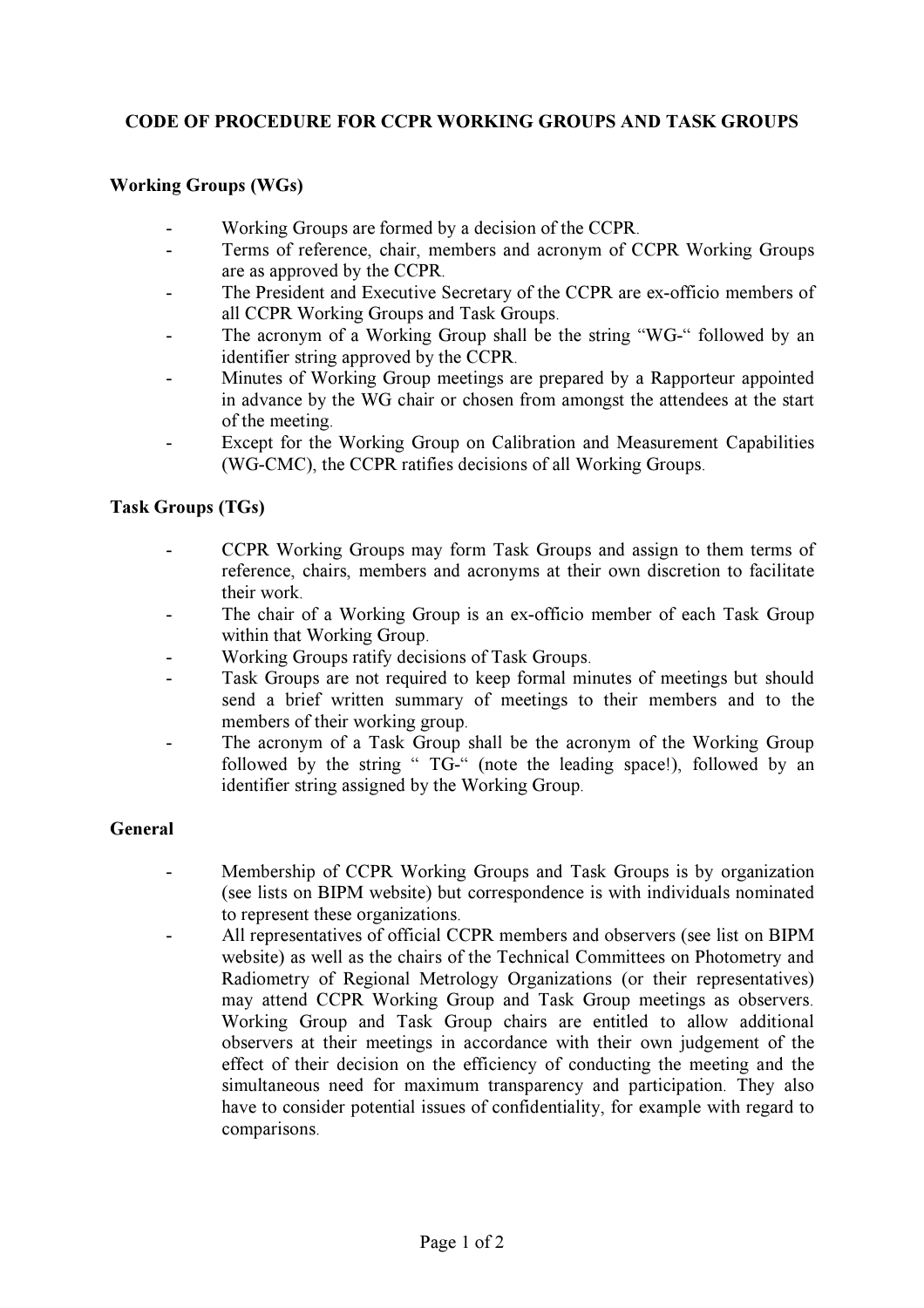# CODE OF PROCEDURE FOR CCPR WORKING GROUPS AND TASK GROUPS

## Working Groups (WGs)

- Working Groups are formed by a decision of the CCPR.
- Terms of reference, chair, members and acronym of CCPR Working Groups are as approved by the CCPR.
- The President and Executive Secretary of the CCPR are ex-officio members of all CCPR Working Groups and Task Groups.
- The acronym of a Working Group shall be the string "WG-" followed by an identifier string approved by the CCPR.
- Minutes of Working Group meetings are prepared by a Rapporteur appointed in advance by the WG chair or chosen from amongst the attendees at the start of the meeting.
- Except for the Working Group on Calibration and Measurement Capabilities (WG-CMC), the CCPR ratifies decisions of all Working Groups.

## Task Groups (TGs)

- CCPR Working Groups may form Task Groups and assign to them terms of reference, chairs, members and acronyms at their own discretion to facilitate their work.
- The chair of a Working Group is an ex-officio member of each Task Group within that Working Group.
- Working Groups ratify decisions of Task Groups.
- Task Groups are not required to keep formal minutes of meetings but should send a brief written summary of meetings to their members and to the members of their working group.
- The acronym of a Task Group shall be the acronym of the Working Group followed by the string " TG-" (note the leading space!), followed by an identifier string assigned by the Working Group.

## General

- Membership of CCPR Working Groups and Task Groups is by organization (see lists on BIPM website) but correspondence is with individuals nominated to represent these organizations.
- All representatives of official CCPR members and observers (see list on BIPM website) as well as the chairs of the Technical Committees on Photometry and Radiometry of Regional Metrology Organizations (or their representatives) may attend CCPR Working Group and Task Group meetings as observers. Working Group and Task Group chairs are entitled to allow additional observers at their meetings in accordance with their own judgement of the effect of their decision on the efficiency of conducting the meeting and the simultaneous need for maximum transparency and participation. They also have to consider potential issues of confidentiality, for example with regard to comparisons.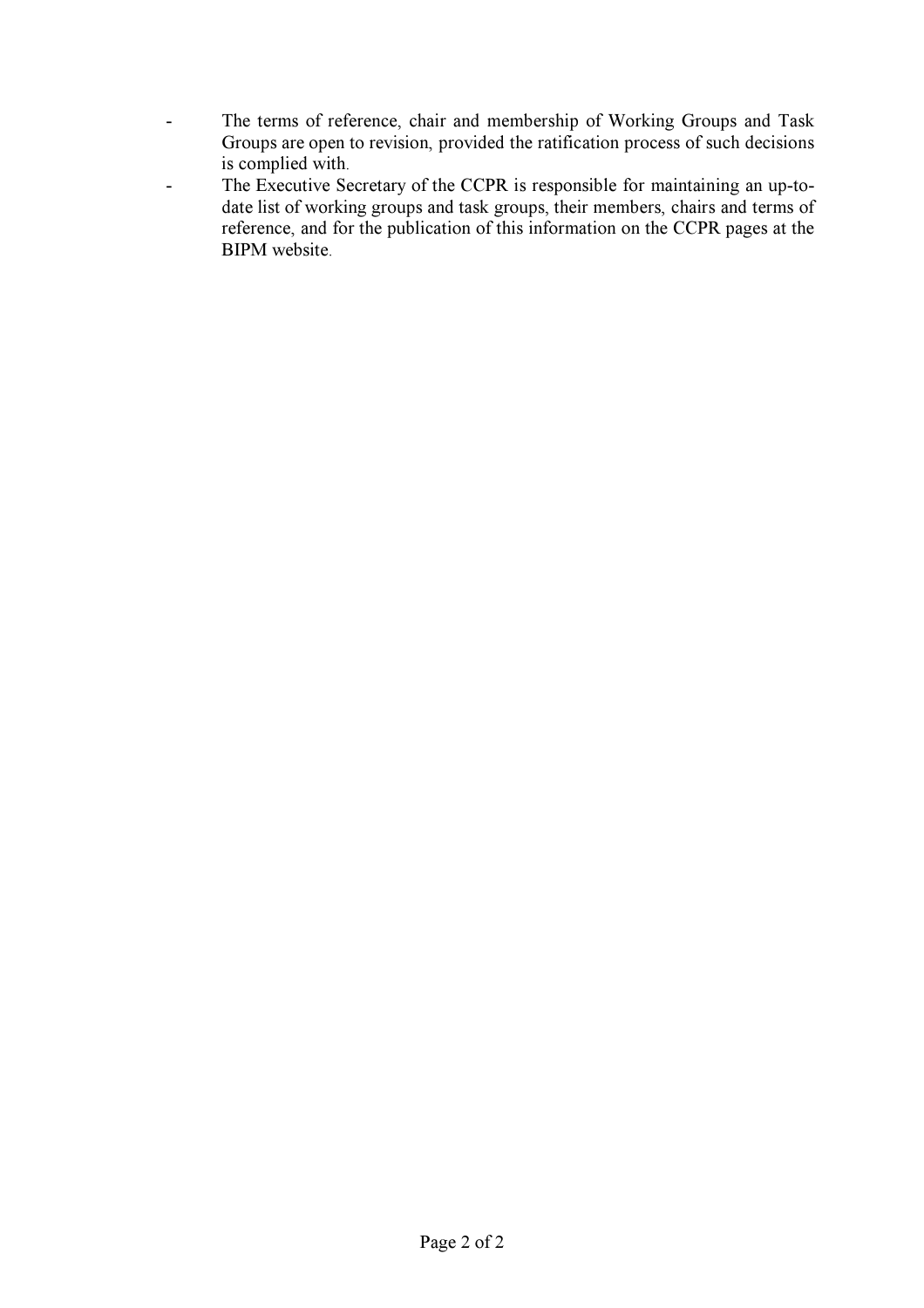- The terms of reference, chair and membership of Working Groups and Task Groups are open to revision, provided the ratification process of such decisions is complied with.
- The Executive Secretary of the CCPR is responsible for maintaining an up-to-date list of working groups and task groups, their members, chairs and terms of reference, and for the publication of this information on the CCPR pages at the BIPM website.